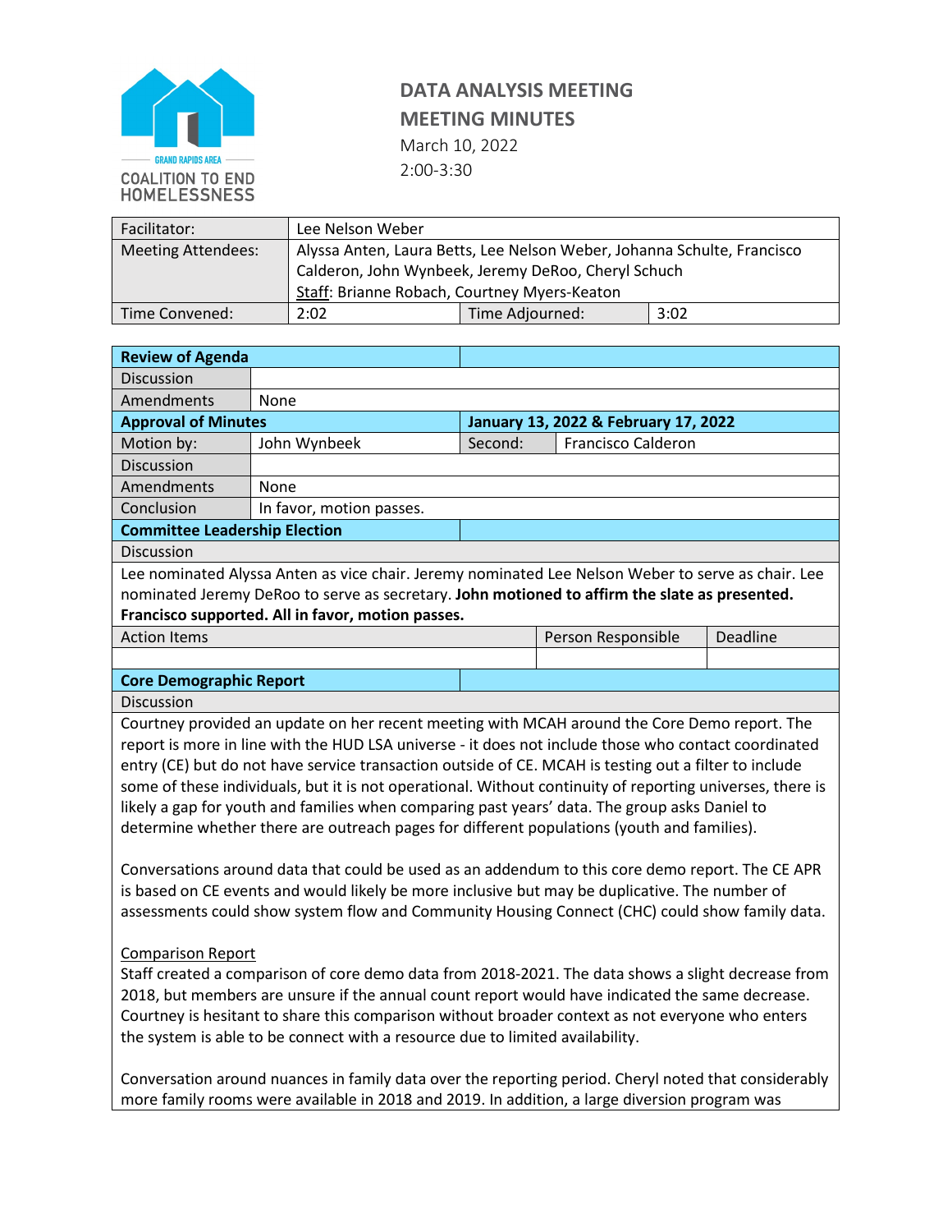GRAND RAPIDS AREA COALITION TO END HOMELESSNESS

# DATA ANALYSIS MEETING
# MEETING MINUTES

March 10, 2022
2:00-3:30

| Facilitator: | Lee Nelson Weber | | |
|---|---|---|---|
| Meeting Attendees: | Alyssa Anten, Laura Betts, Lee Nelson Weber, Johanna Schulte, Francisco Calderon, John Wynbeek, Jeremy DeRoo, Cheryl Schuch<br>Staff: Brianne Robach, Courtney Myers-Keaton | | |
| Time Convened: | 2:02 | Time Adjourned: | 3:02 |

| **Review of Agenda** | | | |
|---|---|---|---|
| Discussion | | | |
| Amendments | None | | |
| **Approval of Minutes** | | **January 13, 2022 & February 17, 2022** | |
| Motion by: | John Wynbeek | Second: | Francisco Calderon |
| Discussion | | | |
| Amendments | None | | |
| Conclusion | In favor, motion passes. | | |

## Committee Leadership Election

**Discussion**

Lee nominated Alyssa Anten as vice chair. Jeremy nominated Lee Nelson Weber to serve as chair. Lee nominated Jeremy DeRoo to serve as secretary. **John motioned to affirm the slate as presented. Francisco supported. All in favor, motion passes.**

| Action Items | Person Responsible | Deadline |
|---|---|---|
| | | |

## Core Demographic Report

**Discussion**

Courtney provided an update on her recent meeting with MCAH around the Core Demo report. The report is more in line with the HUD LSA universe - it does not include those who contact coordinated entry (CE) but do not have service transaction outside of CE. MCAH is testing out a filter to include some of these individuals, but it is not operational. Without continuity of reporting universes, there is likely a gap for youth and families when comparing past years' data. The group asks Daniel to determine whether there are outreach pages for different populations (youth and families).

Conversations around data that could be used as an addendum to this core demo report. The CE APR is based on CE events and would likely be more inclusive but may be duplicative. The number of assessments could show system flow and Community Housing Connect (CHC) could show family data.

Comparison Report

Staff created a comparison of core demo data from 2018-2021. The data shows a slight decrease from 2018, but members are unsure if the annual count report would have indicated the same decrease. Courtney is hesitant to share this comparison without broader context as not everyone who enters the system is able to be connect with a resource due to limited availability.

Conversation around nuances in family data over the reporting period. Cheryl noted that considerably more family rooms were available in 2018 and 2019. In addition, a large diversion program was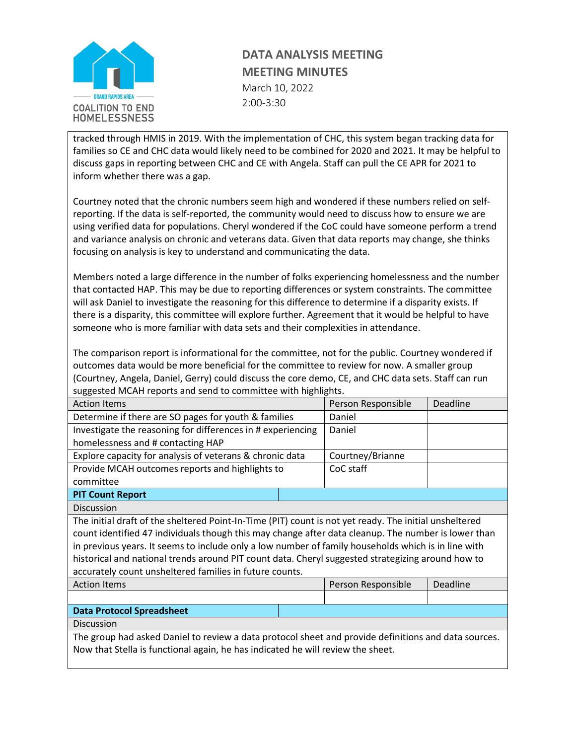tracked through HMIS in 2019. With the implementation of CHC, this system began tracking data for families so CE and CHC data would likely need to be combined for 2020 and 2021. It may be helpful to discuss gaps in reporting between CHC and CE with Angela. Staff can pull the CE APR for 2021 to inform whether there was a gap.

Courtney noted that the chronic numbers seem high and wondered if these numbers relied on self-reporting. If the data is self-reported, the community would need to discuss how to ensure we are using verified data for populations. Cheryl wondered if the CoC could have someone perform a trend and variance analysis on chronic and veterans data. Given that data reports may change, she thinks focusing on analysis is key to understand and communicating the data.

Members noted a large difference in the number of folks experiencing homelessness and the number that contacted HAP. This may be due to reporting differences or system constraints. The committee will ask Daniel to investigate the reasoning for this difference to determine if a disparity exists. If there is a disparity, this committee will explore further. Agreement that it would be helpful to have someone who is more familiar with data sets and their complexities in attendance.

The comparison report is informational for the committee, not for the public. Courtney wondered if outcomes data would be more beneficial for the committee to review for now. A smaller group (Courtney, Angela, Daniel, Gerry) could discuss the core demo, CE, and CHC data sets. Staff can run suggested MCAH reports and send to committee with highlights.

| Action Items | Person Responsible | Deadline |
|---|---|---|
| Determine if there are SO pages for youth & families | Daniel | |
| Investigate the reasoning for differences in # experiencing homelessness and # contacting HAP | Daniel | |
| Explore capacity for analysis of veterans & chronic data | Courtney/Brianne | |
| Provide MCAH outcomes reports and highlights to committee | CoC staff | |

**PIT Count Report**

Discussion

The initial draft of the sheltered Point-In-Time (PIT) count is not yet ready. The initial unsheltered count identified 47 individuals though this may change after data cleanup. The number is lower than in previous years. It seems to include only a low number of family households which is in line with historical and national trends around PIT count data. Cheryl suggested strategizing around how to accurately count unsheltered families in future counts.

| Action Items | Person Responsible | Deadline |
|---|---|---|
| | | |

**Data Protocol Spreadsheet**

Discussion

The group had asked Daniel to review a data protocol sheet and provide definitions and data sources. Now that Stella is functional again, he has indicated he will review the sheet.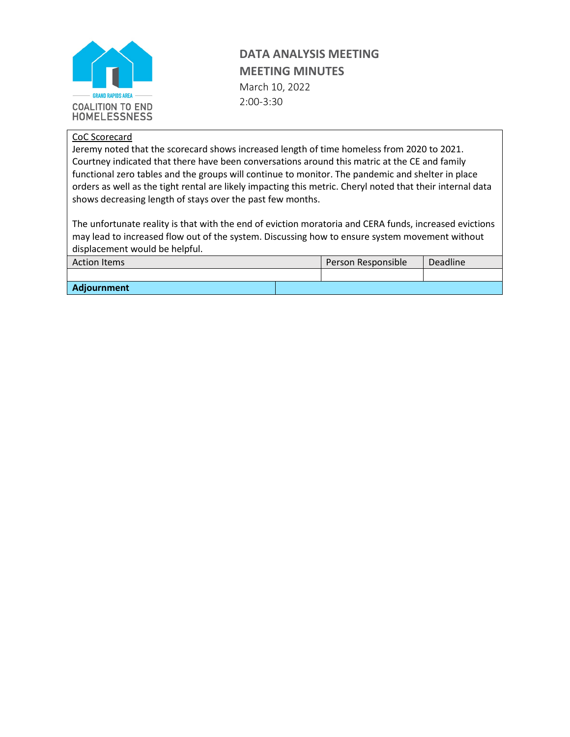GRAND RAPIDS AREA
COALITION TO END HOMELESSNESS

# DATA ANALYSIS MEETING
## MEETING MINUTES

March 10, 2022
2:00-3:30

CoC Scorecard

Jeremy noted that the scorecard shows increased length of time homeless from 2020 to 2021. Courtney indicated that there have been conversations around this matric at the CE and family functional zero tables and the groups will continue to monitor. The pandemic and shelter in place orders as well as the tight rental are likely impacting this metric. Cheryl noted that their internal data shows decreasing length of stays over the past few months.

The unfortunate reality is that with the end of eviction moratoria and CERA funds, increased evictions may lead to increased flow out of the system. Discussing how to ensure system movement without displacement would be helpful.

| Action Items | Person Responsible | Deadline |
|---|---|---|
| | | |

**Adjournment**